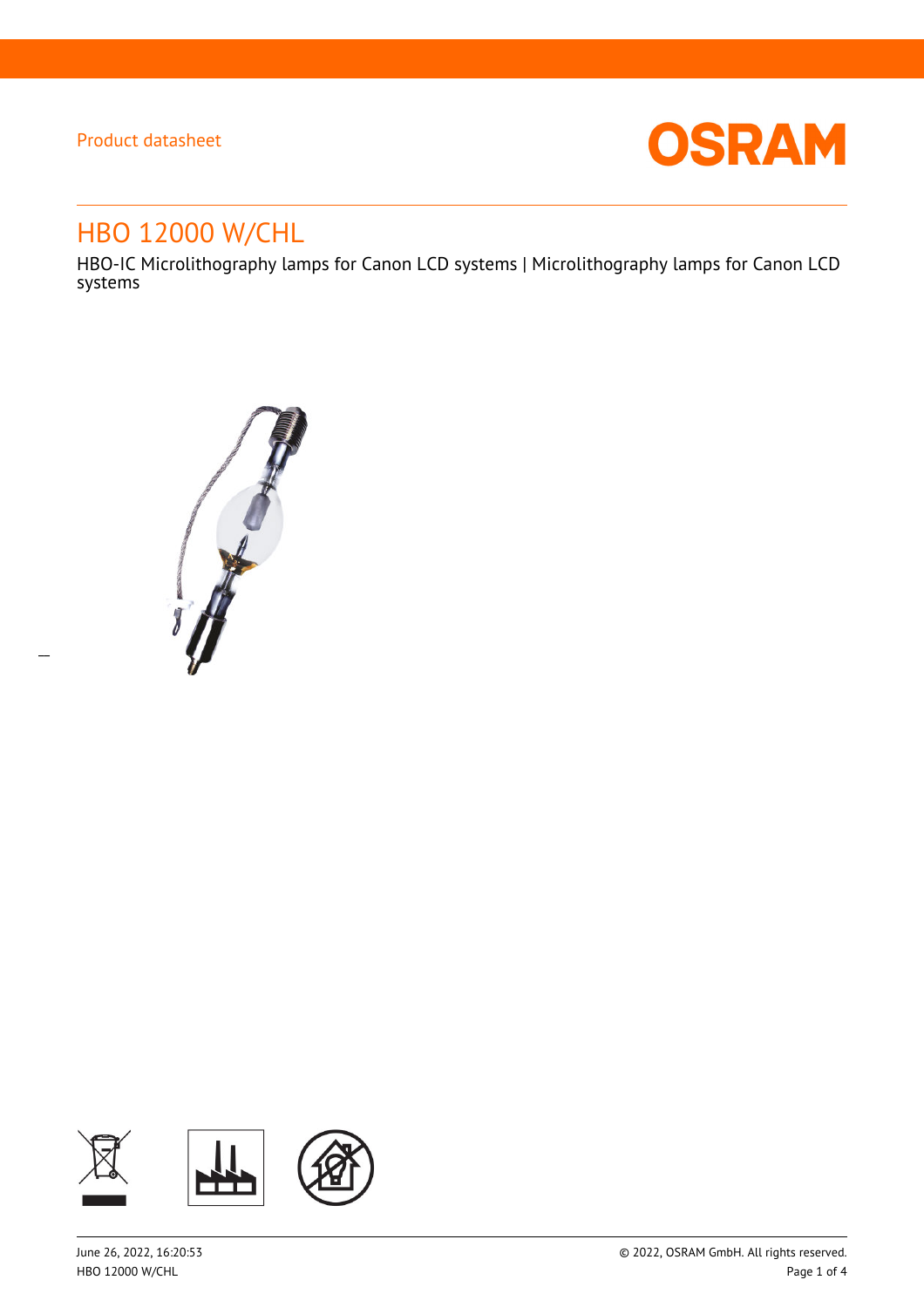Product datasheet

# HBO 12000 W/CHL

HBO-IC Microlithography lamps for Canon LCD systems | Microlithography lamps for Canon LCD systems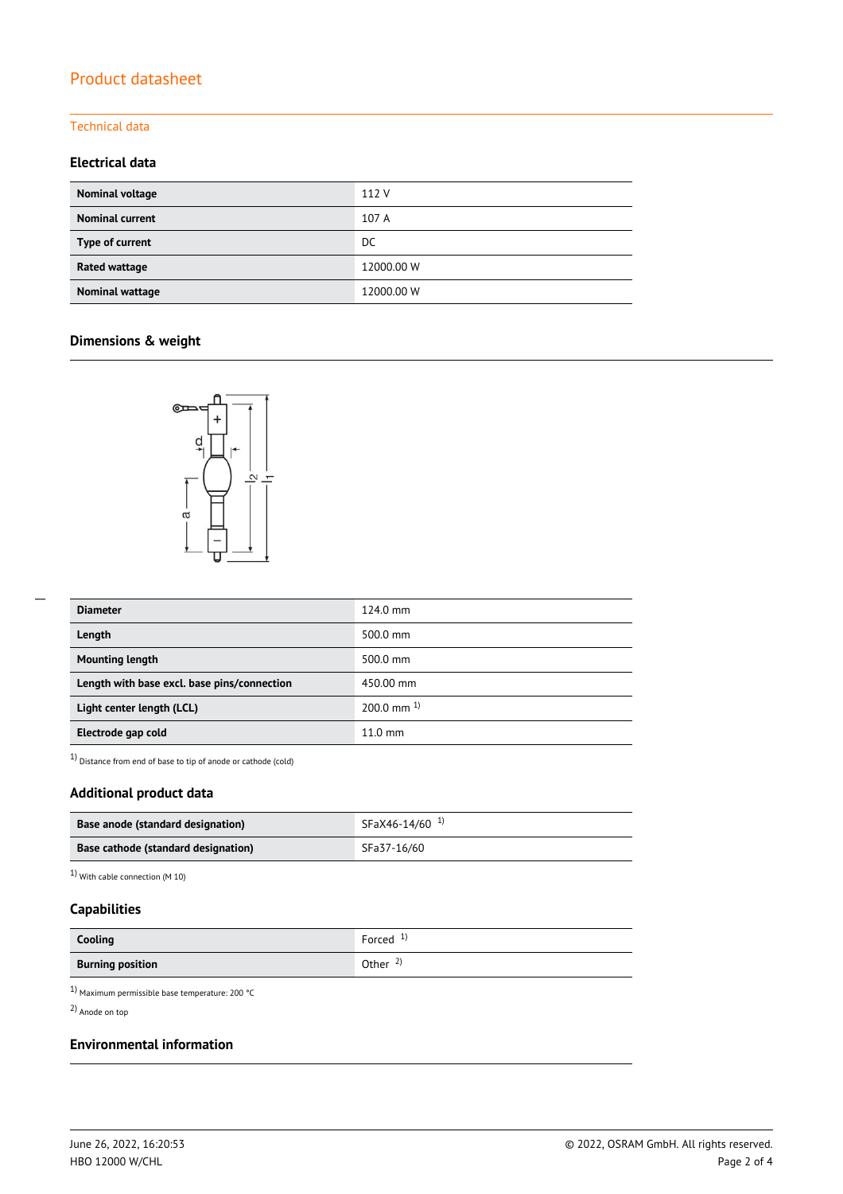# Product datasheet

## Technical data

### Electrical data

| | |
|---|---|
| **Nominal voltage** | 112 V |
| **Nominal current** | 107 A |
| **Type of current** | DC |
| **Rated wattage** | 12000.00 W |
| **Nominal wattage** | 12000.00 W |

### Dimensions & weight

| | |
|---|---|
| **Diameter** | 124.0 mm |
| **Length** | 500.0 mm |
| **Mounting length** | 500.0 mm |
| **Length with base excl. base pins/connection** | 450.00 mm |
| **Light center length (LCL)** | 200.0 mm [1] |
| **Electrode gap cold** | 11.0 mm |

[1] Distance from end of base to tip of anode or cathode (cold)

### Additional product data

| | |
|---|---|
| **Base anode (standard designation)** | SFaX46-14/60 [1] |
| **Base cathode (standard designation)** | SFa37-16/60 |

[1] With cable connection (M 10)

### Capabilities

| | |
|---|---|
| **Cooling** | Forced [1] |
| **Burning position** | Other [2] |

[1] Maximum permissible base temperature: 200 °C

[2] Anode on top

### Environmental information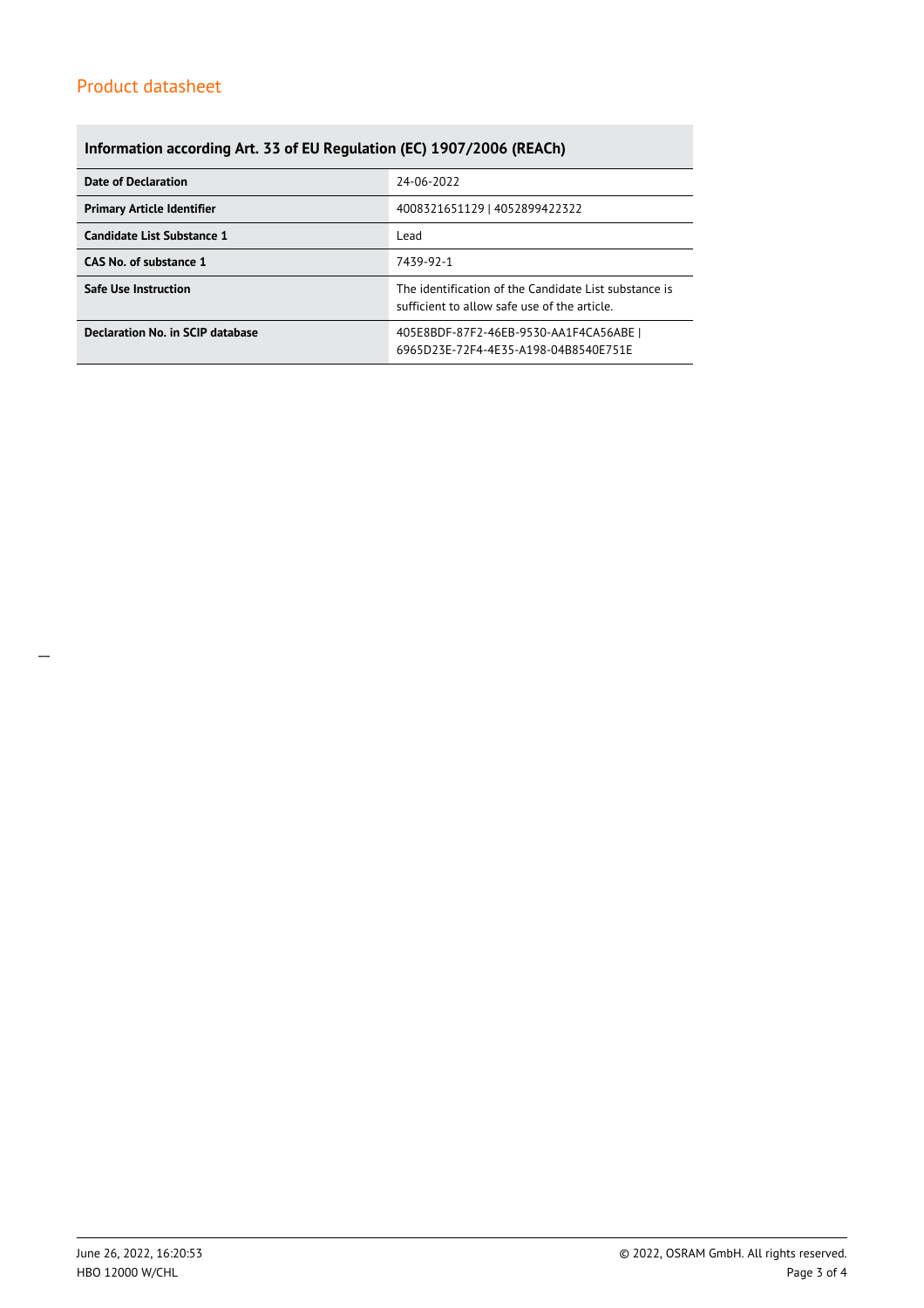## Information according Art. 33 of EU Regulation (EC) 1907/2006 (REACh)

| | |
|---|---|
| **Date of Declaration** | 24-06-2022 |
| **Primary Article Identifier** | 4008321651129 \| 4052899422322 |
| **Candidate List Substance 1** | Lead |
| **CAS No. of substance 1** | 7439-92-1 |
| **Safe Use Instruction** | The identification of the Candidate List substance is sufficient to allow safe use of the article. |
| **Declaration No. in SCIP database** | 405E8BDF-87F2-46EB-9530-AA1F4CA56ABE \| 6965D23E-72F4-4E35-A198-04B8540E751E |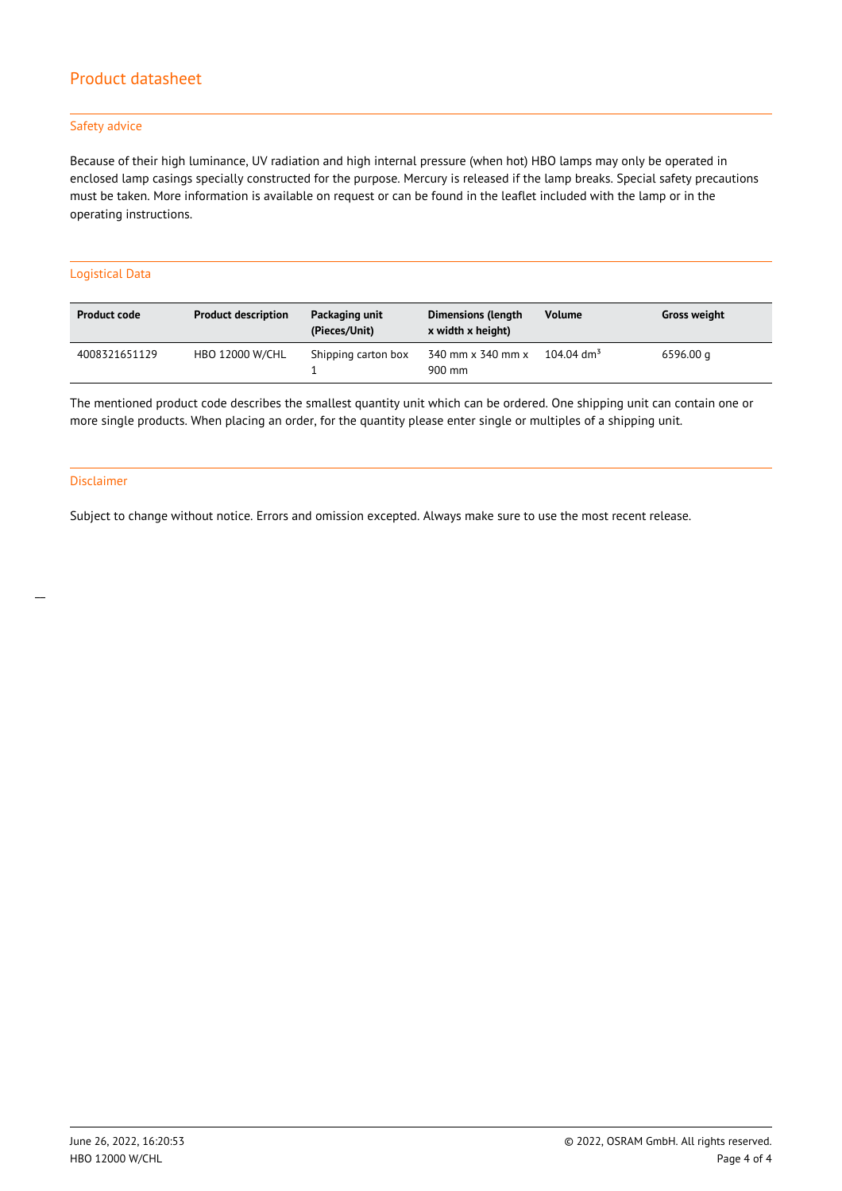## Safety advice

Because of their high luminance, UV radiation and high internal pressure (when hot) HBO lamps may only be operated in enclosed lamp casings specially constructed for the purpose. Mercury is released if the lamp breaks. Special safety precautions must be taken. More information is available on request or can be found in the leaflet included with the lamp or in the operating instructions.

## Logistical Data

| Product code | Product description | Packaging unit (Pieces/Unit) | Dimensions (length x width x height) | Volume | Gross weight |
|---|---|---|---|---|---|
| 4008321651129 | HBO 12000 W/CHL | Shipping carton box 1 | 340 mm x 340 mm x 900 mm | 104.04 $dm^3$ | 6596.00 g |

The mentioned product code describes the smallest quantity unit which can be ordered. One shipping unit can contain one or more single products. When placing an order, for the quantity please enter single or multiples of a shipping unit.

## Disclaimer

Subject to change without notice. Errors and omission excepted. Always make sure to use the most recent release.